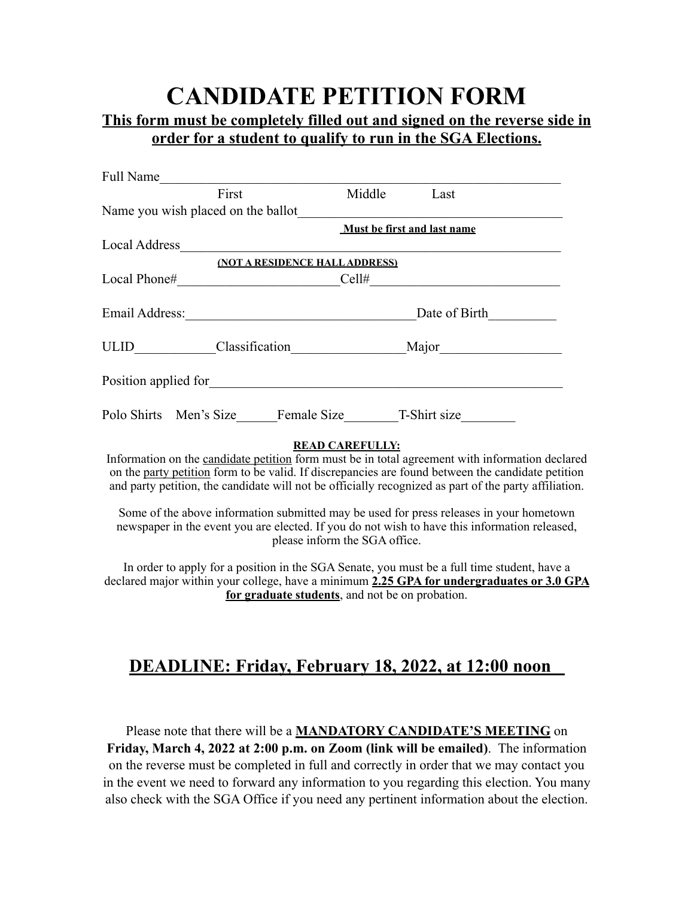# CANDIDATE PETITION FORM

**This form must be completely filled out and signed on the reverse side in order for a student to qualify to run in the SGA Elections.**

Full Name______________________________________________________________
First Middle Last

Name you wish placed on the ballot________________________________________
**Must be first and last name**

Local Address___________________________________________________________
**(NOT A RESIDENCE HALL ADDRESS)**

Local Phone#________________________Cell#____________________________

Email Address:__________________________________Date of Birth__________

ULID____________Classification_________________Major__________________

Position applied for______________________________________________________

Polo Shirts Men's Size______Female Size________T-Shirt size________

**READ CAREFULLY:**

Information on the candidate petition form must be in total agreement with information declared on the party petition form to be valid. If discrepancies are found between the candidate petition and party petition, the candidate will not be officially recognized as part of the party affiliation.

Some of the above information submitted may be used for press releases in your hometown newspaper in the event you are elected. If you do not wish to have this information released, please inform the SGA office.

In order to apply for a position in the SGA Senate, you must be a full time student, have a declared major within your college, have a minimum **2.25 GPA for undergraduates or 3.0 GPA for graduate students**, and not be on probation.

## DEADLINE: Friday, February 18, 2022, at 12:00 noon

Please note that there will be a **MANDATORY CANDIDATE'S MEETING** on **Friday, March 4, 2022 at 2:00 p.m. on Zoom (link will be emailed)**. The information on the reverse must be completed in full and correctly in order that we may contact you in the event we need to forward any information to you regarding this election. You many also check with the SGA Office if you need any pertinent information about the election.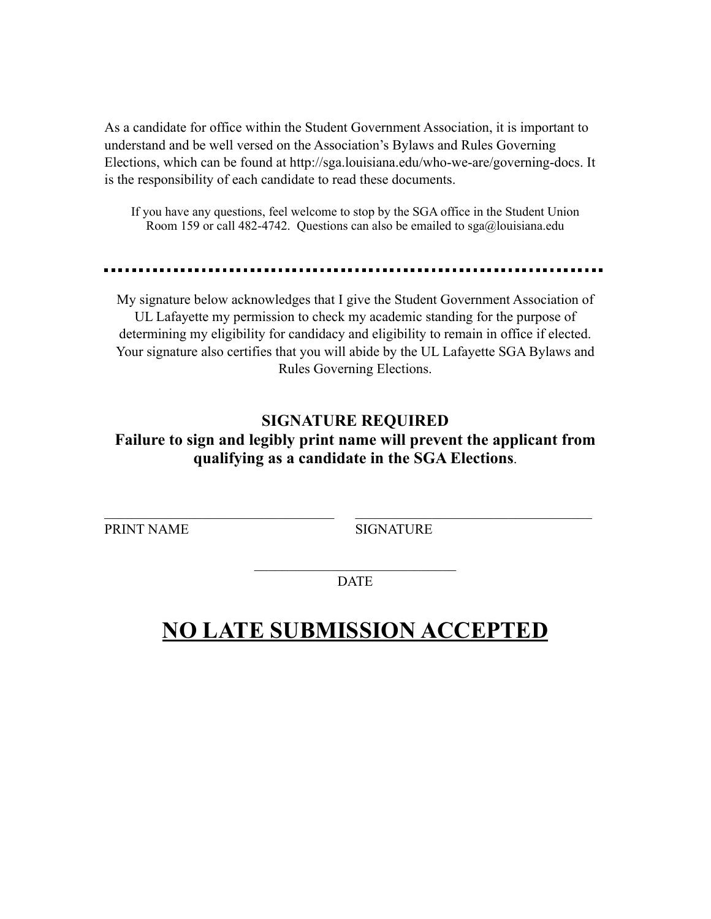As a candidate for office within the Student Government Association, it is important to understand and be well versed on the Association's Bylaws and Rules Governing Elections, which can be found at http://sga.louisiana.edu/who-we-are/governing-docs. It is the responsibility of each candidate to read these documents.

If you have any questions, feel welcome to stop by the SGA office in the Student Union Room 159 or call 482-4742. Questions can also be emailed to sga@louisiana.edu

---

My signature below acknowledges that I give the Student Government Association of UL Lafayette my permission to check my academic standing for the purpose of determining my eligibility for candidacy and eligibility to remain in office if elected. Your signature also certifies that you will abide by the UL Lafayette SGA Bylaws and Rules Governing Elections.

**SIGNATURE REQUIRED**

**Failure to sign and legibly print name will prevent the applicant from qualifying as a candidate in the SGA Elections**.

\_\_\_\_\_\_\_\_\_\_\_\_\_\_\_\_\_\_\_\_\_\_\_\_\_\_\_\_\_\_\_\_ PRINT NAME

\_\_\_\_\_\_\_\_\_\_\_\_\_\_\_\_\_\_\_\_\_\_\_\_\_\_\_\_\_\_\_\_ SIGNATURE

\_\_\_\_\_\_\_\_\_\_\_\_\_\_\_\_\_\_\_\_\_\_\_\_\_\_\_\_ DATE

# <u>NO LATE SUBMISSION ACCEPTED</u>